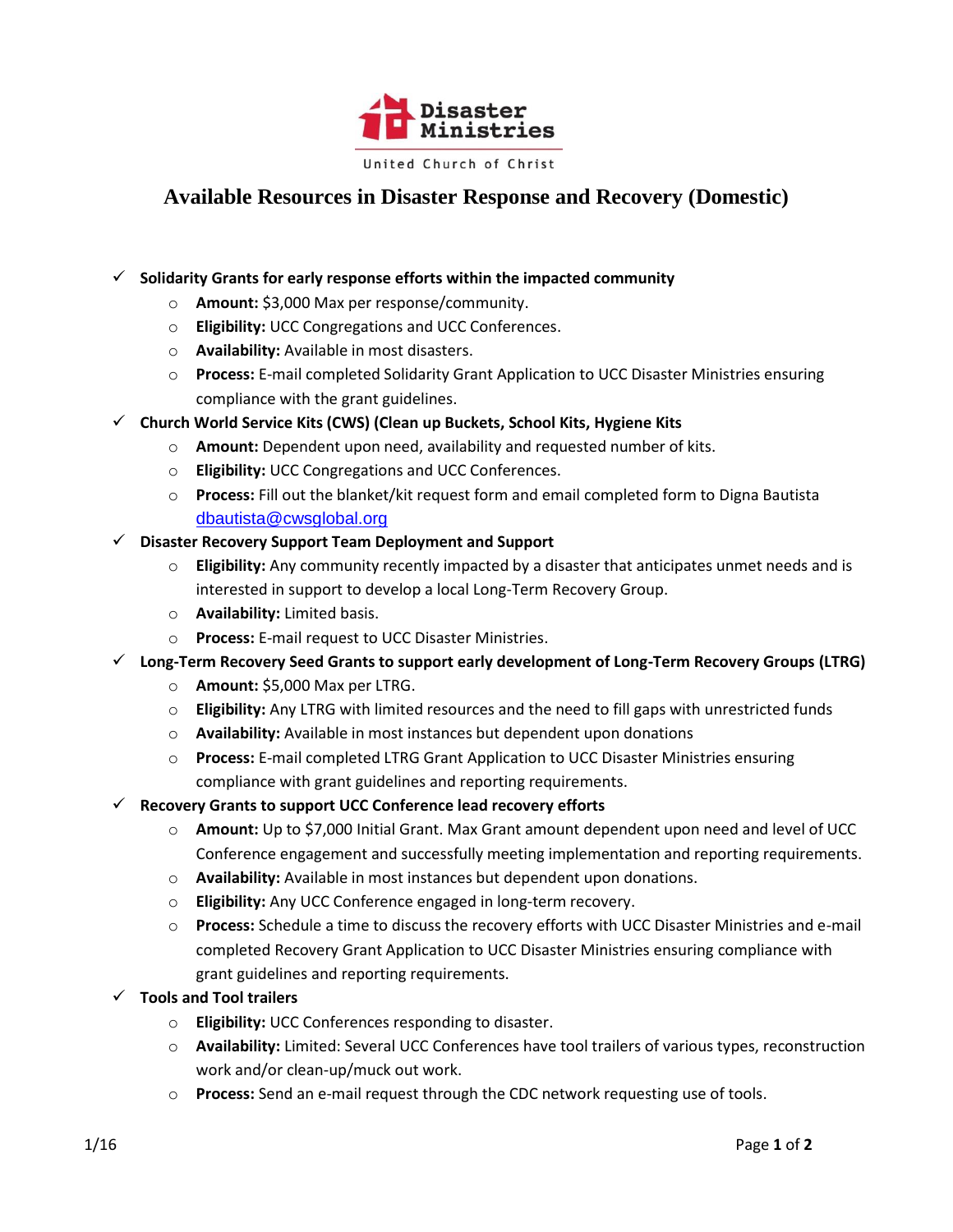Disaster Ministries

United Church of Christ

# Available Resources in Disaster Response and Recovery (Domestic)

- ✓ **Solidarity Grants for early response efforts within the impacted community**
  - **Amount:** $3,000 Max per response/community.
  - **Eligibility:** UCC Congregations and UCC Conferences.
  - **Availability:** Available in most disasters.
  - **Process:** E-mail completed Solidarity Grant Application to UCC Disaster Ministries ensuring compliance with the grant guidelines.
- ✓ **Church World Service Kits (CWS) (Clean up Buckets, School Kits, Hygiene Kits**
  - **Amount:** Dependent upon need, availability and requested number of kits.
  - **Eligibility:** UCC Congregations and UCC Conferences.
  - **Process:** Fill out the blanket/kit request form and email completed form to Digna Bautista dbautista@cwsglobal.org
- ✓ **Disaster Recovery Support Team Deployment and Support**
  - **Eligibility:** Any community recently impacted by a disaster that anticipates unmet needs and is interested in support to develop a local Long-Term Recovery Group.
  - **Availability:** Limited basis.
  - **Process:** E-mail request to UCC Disaster Ministries.
- ✓ **Long-Term Recovery Seed Grants to support early development of Long-Term Recovery Groups (LTRG)**
  - **Amount:** $5,000 Max per LTRG.
  - **Eligibility:** Any LTRG with limited resources and the need to fill gaps with unrestricted funds
  - **Availability:** Available in most instances but dependent upon donations
  - **Process:** E-mail completed LTRG Grant Application to UCC Disaster Ministries ensuring compliance with grant guidelines and reporting requirements.
- ✓ **Recovery Grants to support UCC Conference lead recovery efforts**
  - **Amount:** Up to $7,000 Initial Grant. Max Grant amount dependent upon need and level of UCC Conference engagement and successfully meeting implementation and reporting requirements.
  - **Availability:** Available in most instances but dependent upon donations.
  - **Eligibility:** Any UCC Conference engaged in long-term recovery.
  - **Process:** Schedule a time to discuss the recovery efforts with UCC Disaster Ministries and e-mail completed Recovery Grant Application to UCC Disaster Ministries ensuring compliance with grant guidelines and reporting requirements.
- ✓ **Tools and Tool trailers**
  - **Eligibility:** UCC Conferences responding to disaster.
  - **Availability:** Limited: Several UCC Conferences have tool trailers of various types, reconstruction work and/or clean-up/muck out work.
  - **Process:** Send an e-mail request through the CDC network requesting use of tools.

1/16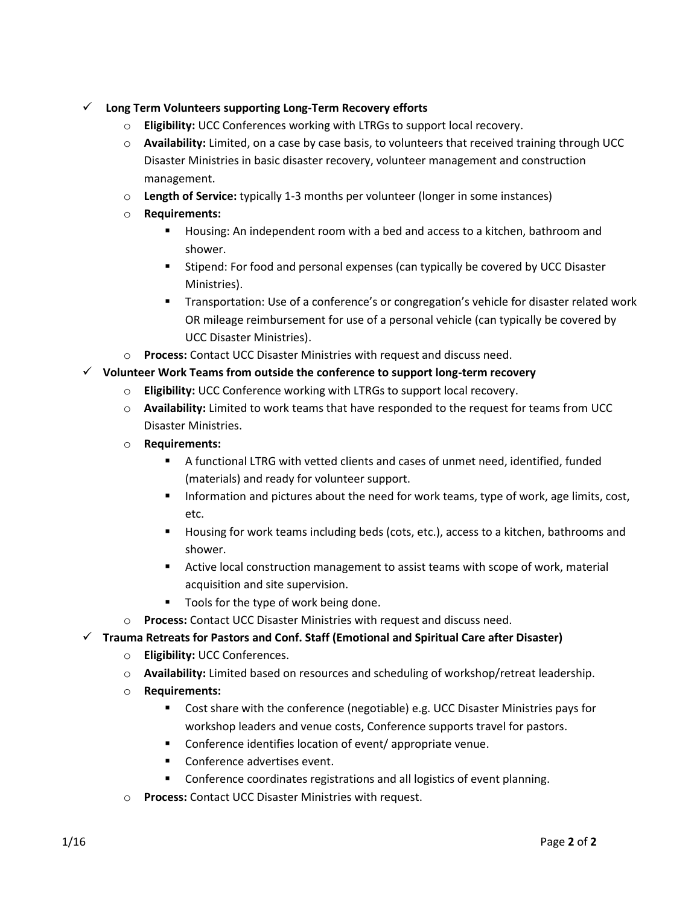- ✓ **Long Term Volunteers supporting Long-Term Recovery efforts**
  - **Eligibility:** UCC Conferences working with LTRGs to support local recovery.
  - **Availability:** Limited, on a case by case basis, to volunteers that received training through UCC Disaster Ministries in basic disaster recovery, volunteer management and construction management.
  - **Length of Service:** typically 1-3 months per volunteer (longer in some instances)
  - **Requirements:**
    - Housing: An independent room with a bed and access to a kitchen, bathroom and shower.
    - Stipend: For food and personal expenses (can typically be covered by UCC Disaster Ministries).
    - Transportation: Use of a conference's or congregation's vehicle for disaster related work OR mileage reimbursement for use of a personal vehicle (can typically be covered by UCC Disaster Ministries).
  - **Process:** Contact UCC Disaster Ministries with request and discuss need.
- ✓ **Volunteer Work Teams from outside the conference to support long-term recovery**
  - **Eligibility:** UCC Conference working with LTRGs to support local recovery.
  - **Availability:** Limited to work teams that have responded to the request for teams from UCC Disaster Ministries.
  - **Requirements:**
    - A functional LTRG with vetted clients and cases of unmet need, identified, funded (materials) and ready for volunteer support.
    - Information and pictures about the need for work teams, type of work, age limits, cost, etc.
    - Housing for work teams including beds (cots, etc.), access to a kitchen, bathrooms and shower.
    - Active local construction management to assist teams with scope of work, material acquisition and site supervision.
    - Tools for the type of work being done.
  - **Process:** Contact UCC Disaster Ministries with request and discuss need.
- ✓ **Trauma Retreats for Pastors and Conf. Staff (Emotional and Spiritual Care after Disaster)**
  - **Eligibility:** UCC Conferences.
  - **Availability:** Limited based on resources and scheduling of workshop/retreat leadership.
  - **Requirements:**
    - Cost share with the conference (negotiable) e.g. UCC Disaster Ministries pays for workshop leaders and venue costs, Conference supports travel for pastors.
    - Conference identifies location of event/ appropriate venue.
    - Conference advertises event.
    - Conference coordinates registrations and all logistics of event planning.
  - **Process:** Contact UCC Disaster Ministries with request.

1/16